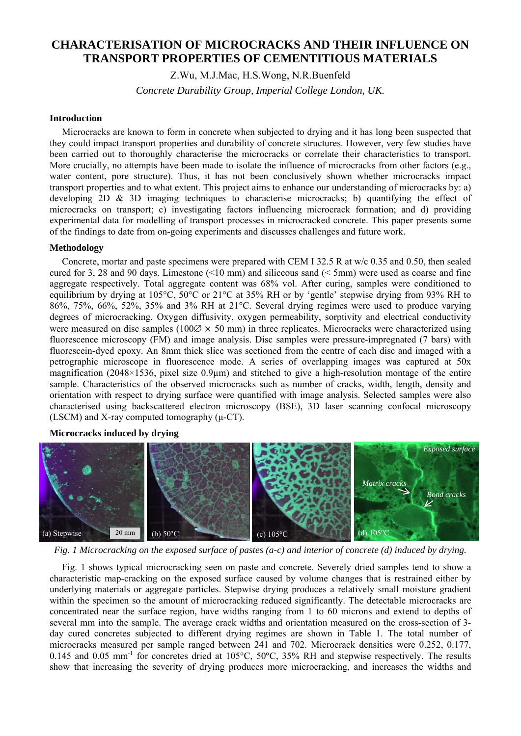# CHARACTERISATION OF MICROCRACKS AND THEIR INFLUENCE ON TRANSPORT PROPERTIES OF CEMENTITIOUS MATERIALS

Z.Wu, M.J.Mac, H.S.Wong, N.R.Buenfeld

*Concrete Durability Group, Imperial College London, UK.*

### Introduction

Microcracks are known to form in concrete when subjected to drying and it has long been suspected that they could impact transport properties and durability of concrete structures. However, very few studies have been carried out to thoroughly characterise the microcracks or correlate their characteristics to transport. More crucially, no attempts have been made to isolate the influence of microcracks from other factors (e.g., water content, pore structure). Thus, it has not been conclusively shown whether microcracks impact transport properties and to what extent. This project aims to enhance our understanding of microcracks by: a) developing 2D & 3D imaging techniques to characterise microcracks; b) quantifying the effect of microcracks on transport; c) investigating factors influencing microcrack formation; and d) providing experimental data for modelling of transport processes in microcracked concrete. This paper presents some of the findings to date from on-going experiments and discusses challenges and future work.

### Methodology

Concrete, mortar and paste specimens were prepared with CEM I 32.5 R at w/c 0.35 and 0.50, then sealed cured for 3, 28 and 90 days. Limestone (<10 mm) and siliceous sand (< 5mm) were used as coarse and fine aggregate respectively. Total aggregate content was 68% vol. After curing, samples were conditioned to equilibrium by drying at 105°C, 50°C or 21°C at 35% RH or by 'gentle' stepwise drying from 93% RH to 86%, 75%, 66%, 52%, 35% and 3% RH at 21°C. Several drying regimes were used to produce varying degrees of microcracking. Oxygen diffusivity, oxygen permeability, sorptivity and electrical conductivity were measured on disc samples (100∅ × 50 mm) in three replicates. Microcracks were characterized using fluorescence microscopy (FM) and image analysis. Disc samples were pressure-impregnated (7 bars) with fluorescein-dyed epoxy. An 8mm thick slice was sectioned from the centre of each disc and imaged with a petrographic microscope in fluorescence mode. A series of overlapping images was captured at 50x magnification (2048×1536, pixel size 0.9μm) and stitched to give a high-resolution montage of the entire sample. Characteristics of the observed microcracks such as number of cracks, width, length, density and orientation with respect to drying surface were quantified with image analysis. Selected samples were also characterised using backscattered electron microscopy (BSE), 3D laser scanning confocal microscopy (LSCM) and X-ray computed tomography (μ-CT).

### Microcracks induced by drying

*Fig. 1 Microcracking on the exposed surface of pastes (a-c) and interior of concrete (d) induced by drying.*

Fig. 1 shows typical microcracking seen on paste and concrete. Severely dried samples tend to show a characteristic map-cracking on the exposed surface caused by volume changes that is restrained either by underlying materials or aggregate particles. Stepwise drying produces a relatively small moisture gradient within the specimen so the amount of microcracking reduced significantly. The detectable microcracks are concentrated near the surface region, have widths ranging from 1 to 60 microns and extend to depths of several mm into the sample. The average crack widths and orientation measured on the cross-section of 3-day cured concretes subjected to different drying regimes are shown in Table 1. The total number of microcracks measured per sample ranged between 241 and 702. Microcrack densities were 0.252, 0.177, 0.145 and 0.05 mm$^{-1}$ for concretes dried at 105°C, 50°C, 35% RH and stepwise respectively. The results show that increasing the severity of drying produces more microcracking, and increases the widths and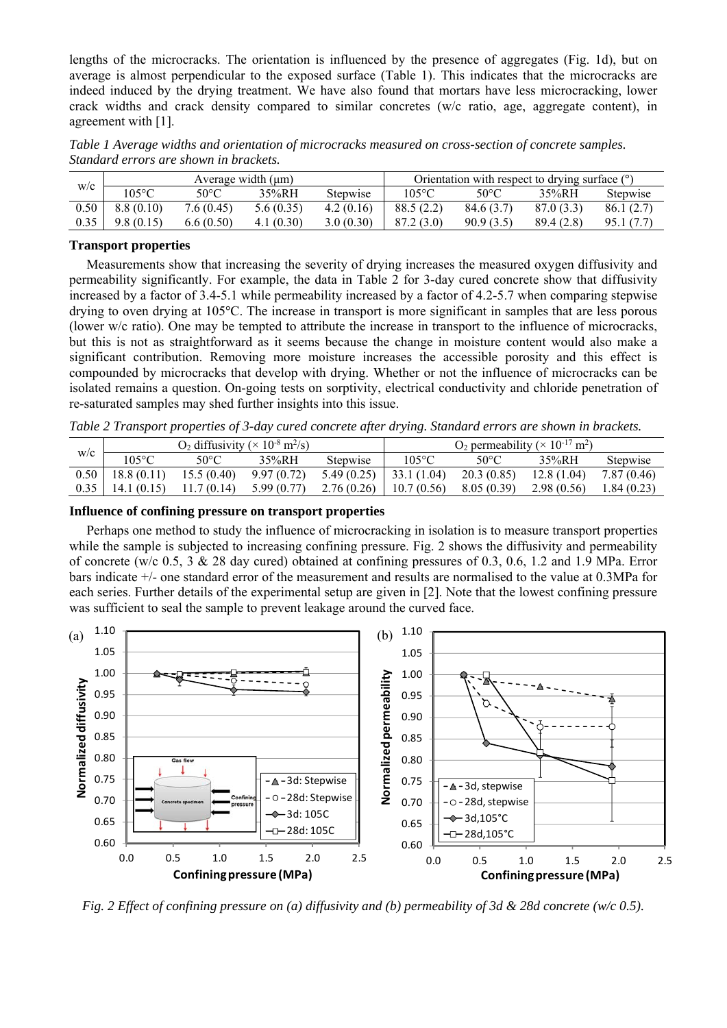lengths of the microcracks. The orientation is influenced by the presence of aggregates (Fig. 1d), but on average is almost perpendicular to the exposed surface (Table 1). This indicates that the microcracks are indeed induced by the drying treatment. We have also found that mortars have less microcracking, lower crack widths and crack density compared to similar concretes (w/c ratio, age, aggregate content), in agreement with [1].

*Table 1 Average widths and orientation of microcracks measured on cross-section of concrete samples. Standard errors are shown in brackets.*

| w/c | Average width (μm) | | | | Orientation with respect to drying surface (°) | | | |
|---|---|---|---|---|---|---|---|---|
| | 105°C | 50°C | 35%RH | Stepwise | 105°C | 50°C | 35%RH | Stepwise |
| 0.50 | 8.8 (0.10) | 7.6 (0.45) | 5.6 (0.35) | 4.2 (0.16) | 88.5 (2.2) | 84.6 (3.7) | 87.0 (3.3) | 86.1 (2.7) |
| 0.35 | 9.8 (0.15) | 6.6 (0.50) | 4.1 (0.30) | 3.0 (0.30) | 87.2 (3.0) | 90.9 (3.5) | 89.4 (2.8) | 95.1 (7.7) |

**Transport properties**

Measurements show that increasing the severity of drying increases the measured oxygen diffusivity and permeability significantly. For example, the data in Table 2 for 3-day cured concrete show that diffusivity increased by a factor of 3.4-5.1 while permeability increased by a factor of 4.2-5.7 when comparing stepwise drying to oven drying at 105°C. The increase in transport is more significant in samples that are less porous (lower w/c ratio). One may be tempted to attribute the increase in transport to the influence of microcracks, but this is not as straightforward as it seems because the change in moisture content would also make a significant contribution. Removing more moisture increases the accessible porosity and this effect is compounded by microcracks that develop with drying. Whether or not the influence of microcracks can be isolated remains a question. On-going tests on sorptivity, electrical conductivity and chloride penetration of re-saturated samples may shed further insights into this issue.

*Table 2 Transport properties of 3-day cured concrete after drying. Standard errors are shown in brackets.*

| w/c | $O_2$ diffusivity ($\times 10^{-8}$ m$^2$/s) | | | | $O_2$ permeability ($\times 10^{-17}$ m$^2$) | | | |
|---|---|---|---|---|---|---|---|---|
| | 105°C | 50°C | 35%RH | Stepwise | 105°C | 50°C | 35%RH | Stepwise |
| 0.50 | 18.8 (0.11) | 15.5 (0.40) | 9.97 (0.72) | 5.49 (0.25) | 33.1 (1.04) | 20.3 (0.85) | 12.8 (1.04) | 7.87 (0.46) |
| 0.35 | 14.1 (0.15) | 11.7 (0.14) | 5.99 (0.77) | 2.76 (0.26) | 10.7 (0.56) | 8.05 (0.39) | 2.98 (0.56) | 1.84 (0.23) |

**Influence of confining pressure on transport properties**

Perhaps one method to study the influence of microcracking in isolation is to measure transport properties while the sample is subjected to increasing confining pressure. Fig. 2 shows the diffusivity and permeability of concrete (w/c 0.5, 3 & 28 day cured) obtained at confining pressures of 0.3, 0.6, 1.2 and 1.9 MPa. Error bars indicate +/- one standard error of the measurement and results are normalised to the value at 0.3MPa for each series. Further details of the experimental setup are given in [2]. Note that the lowest confining pressure was sufficient to seal the sample to prevent leakage around the curved face.

*Fig. 2 Effect of confining pressure on (a) diffusivity and (b) permeability of 3d & 28d concrete (w/c 0.5).*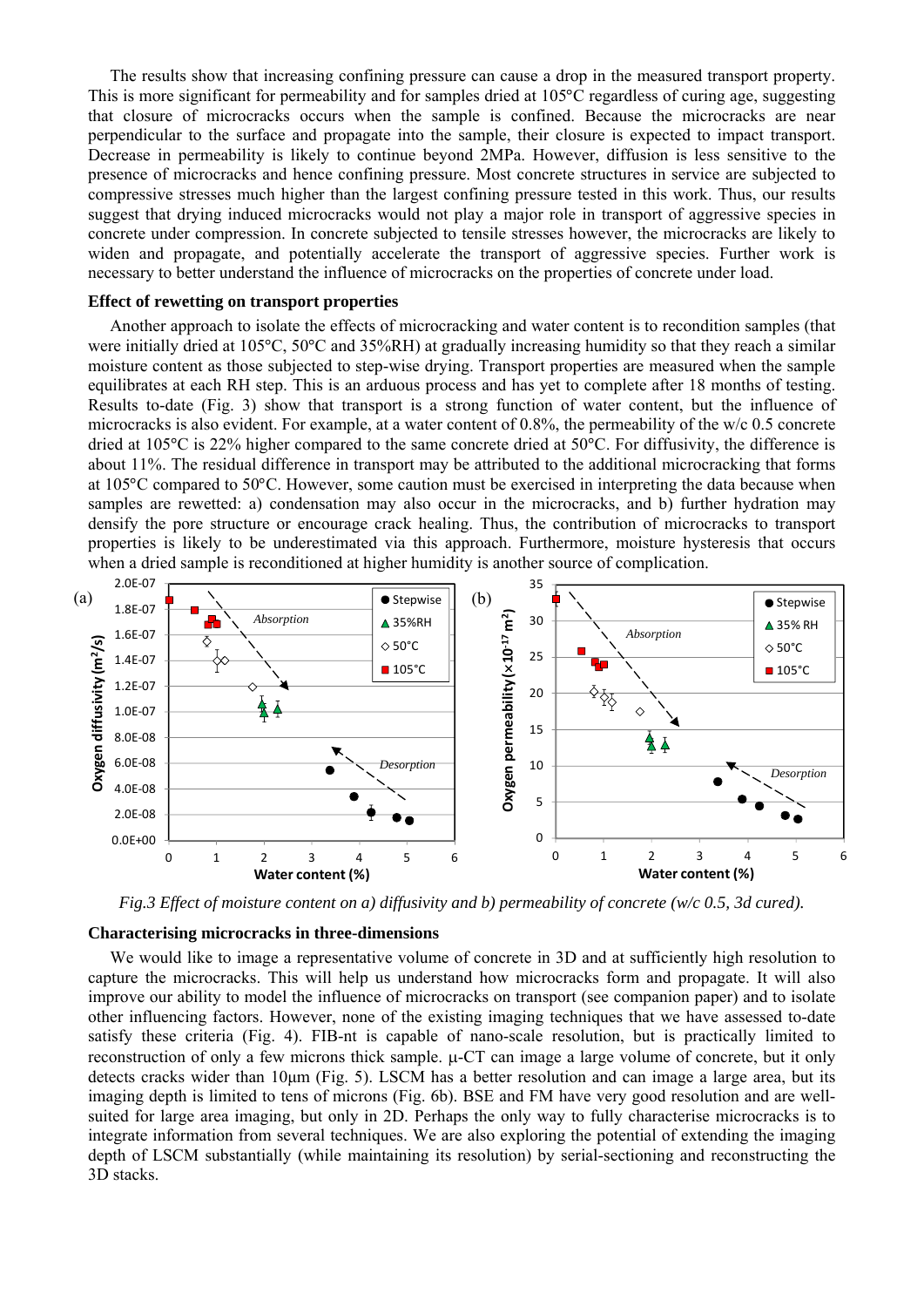The results show that increasing confining pressure can cause a drop in the measured transport property. This is more significant for permeability and for samples dried at 105°C regardless of curing age, suggesting that closure of microcracks occurs when the sample is confined. Because the microcracks are near perpendicular to the surface and propagate into the sample, their closure is expected to impact transport. Decrease in permeability is likely to continue beyond 2MPa. However, diffusion is less sensitive to the presence of microcracks and hence confining pressure. Most concrete structures in service are subjected to compressive stresses much higher than the largest confining pressure tested in this work. Thus, our results suggest that drying induced microcracks would not play a major role in transport of aggressive species in concrete under compression. In concrete subjected to tensile stresses however, the microcracks are likely to widen and propagate, and potentially accelerate the transport of aggressive species. Further work is necessary to better understand the influence of microcracks on the properties of concrete under load.

**Effect of rewetting on transport properties**

Another approach to isolate the effects of microcracking and water content is to recondition samples (that were initially dried at 105°C, 50°C and 35%RH) at gradually increasing humidity so that they reach a similar moisture content as those subjected to step-wise drying. Transport properties are measured when the sample equilibrates at each RH step. This is an arduous process and has yet to complete after 18 months of testing. Results to-date (Fig. 3) show that transport is a strong function of water content, but the influence of microcracks is also evident. For example, at a water content of 0.8%, the permeability of the w/c 0.5 concrete dried at 105°C is 22% higher compared to the same concrete dried at 50°C. For diffusivity, the difference is about 11%. The residual difference in transport may be attributed to the additional microcracking that forms at 105°C compared to 50°C. However, some caution must be exercised in interpreting the data because when samples are rewetted: a) condensation may also occur in the microcracks, and b) further hydration may densify the pore structure or encourage crack healing. Thus, the contribution of microcracks to transport properties is likely to be underestimated via this approach. Furthermore, moisture hysteresis that occurs when a dried sample is reconditioned at higher humidity is another source of complication.

*Fig.3 Effect of moisture content on a) diffusivity and b) permeability of concrete (w/c 0.5, 3d cured).*

**Characterising microcracks in three-dimensions**

We would like to image a representative volume of concrete in 3D and at sufficiently high resolution to capture the microcracks. This will help us understand how microcracks form and propagate. It will also improve our ability to model the influence of microcracks on transport (see companion paper) and to isolate other influencing factors. However, none of the existing imaging techniques that we have assessed to-date satisfy these criteria (Fig. 4). FIB-nt is capable of nano-scale resolution, but is practically limited to reconstruction of only a few microns thick sample. µ-CT can image a large volume of concrete, but it only detects cracks wider than 10µm (Fig. 5). LSCM has a better resolution and can image a large area, but its imaging depth is limited to tens of microns (Fig. 6b). BSE and FM have very good resolution and are well-suited for large area imaging, but only in 2D. Perhaps the only way to fully characterise microcracks is to integrate information from several techniques. We are also exploring the potential of extending the imaging depth of LSCM substantially (while maintaining its resolution) by serial-sectioning and reconstructing the 3D stacks.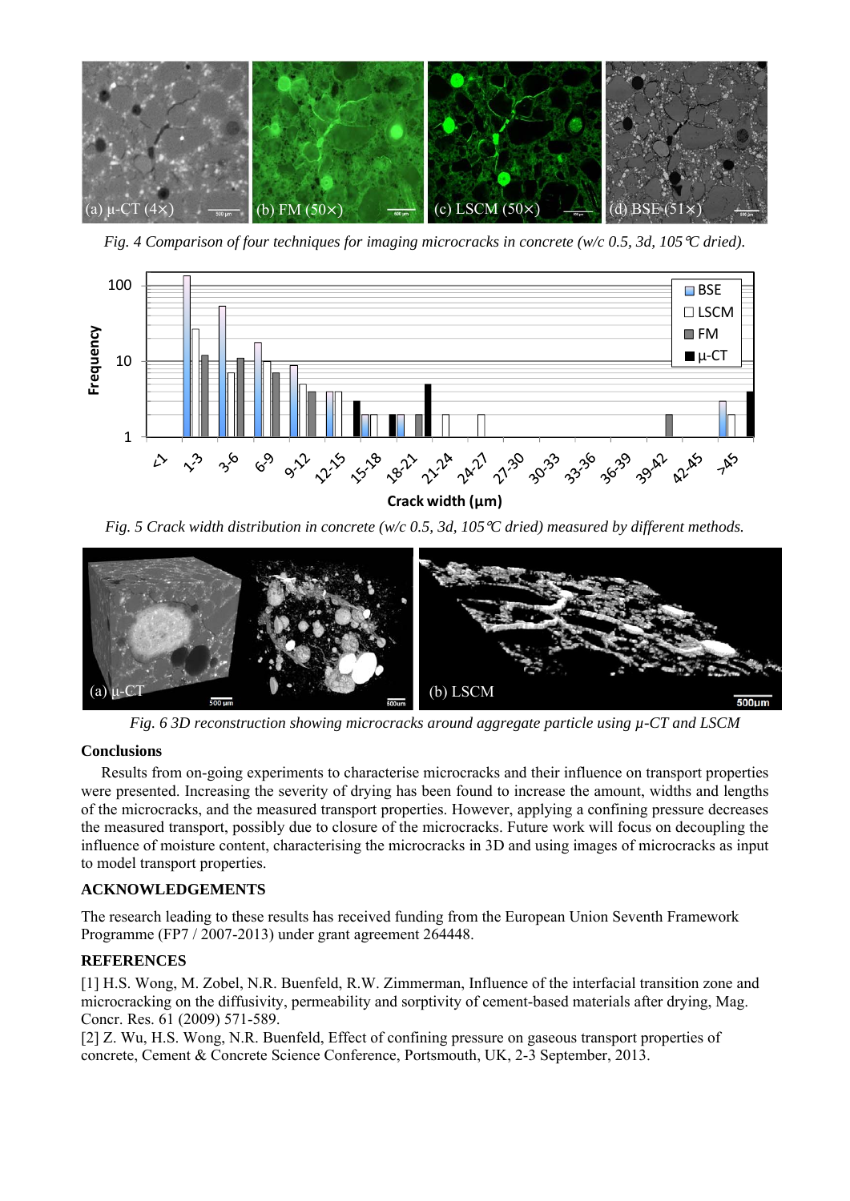(a) μ-CT (4×)
(b) FM (50×)
(c) LSCM (50×)
(d) BSE (51×)

*Fig. 4 Comparison of four techniques for imaging microcracks in concrete (w/c 0.5, 3d, 105°C dried).*

Frequency
100
10
1
Crack width (μm)
<1
1-3
3-6
6-9
9-12
12-15
15-18
18-21
21-24
24-27
27-30
30-33
33-36
36-39
39-42
42-45
>45
BSE
LSCM
FM
μ-CT

*Fig. 5 Crack width distribution in concrete (w/c 0.5, 3d, 105°C dried) measured by different methods.*

(a) μ-CT
(b) LSCM

*Fig. 6 3D reconstruction showing microcracks around aggregate particle using μ-CT and LSCM*

## Conclusions

Results from on-going experiments to characterise microcracks and their influence on transport properties were presented. Increasing the severity of drying has been found to increase the amount, widths and lengths of the microcracks, and the measured transport properties. However, applying a confining pressure decreases the measured transport, possibly due to closure of the microcracks. Future work will focus on decoupling the influence of moisture content, characterising the microcracks in 3D and using images of microcracks as input to model transport properties.

## ACKNOWLEDGEMENTS

The research leading to these results has received funding from the European Union Seventh Framework Programme (FP7 / 2007-2013) under grant agreement 264448.

## REFERENCES

[1] H.S. Wong, M. Zobel, N.R. Buenfeld, R.W. Zimmerman, Influence of the interfacial transition zone and microcracking on the diffusivity, permeability and sorptivity of cement-based materials after drying, Mag. Concr. Res. 61 (2009) 571-589.

[2] Z. Wu, H.S. Wong, N.R. Buenfeld, Effect of confining pressure on gaseous transport properties of concrete, Cement & Concrete Science Conference, Portsmouth, UK, 2-3 September, 2013.